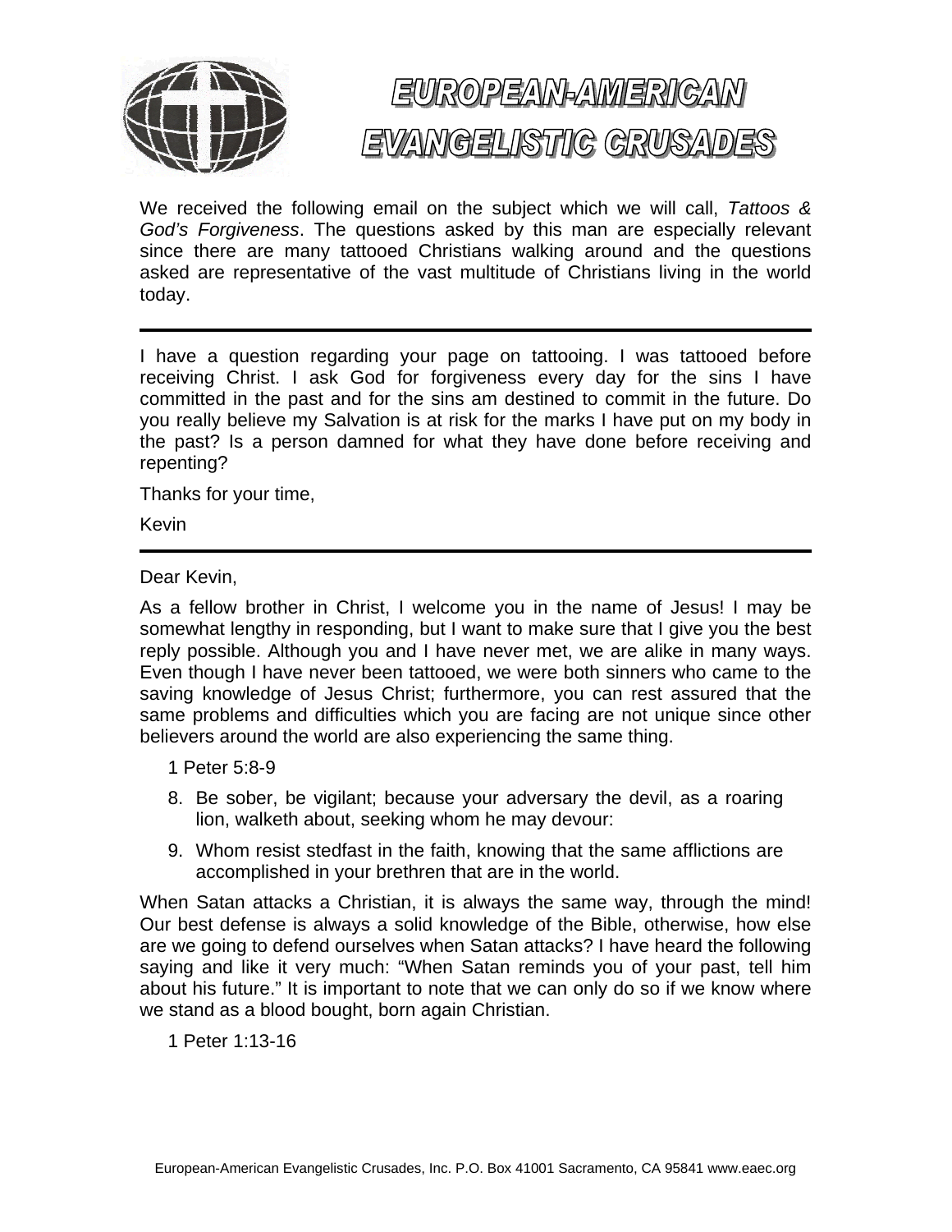# EUROPEAN-AMERICAN EVANGELISTIC CRUSADES

We received the following email on the subject which we will call, *Tattoos & God's Forgiveness*. The questions asked by this man are especially relevant since there are many tattooed Christians walking around and the questions asked are representative of the vast multitude of Christians living in the world today.

---

I have a question regarding your page on tattooing. I was tattooed before receiving Christ. I ask God for forgiveness every day for the sins I have committed in the past and for the sins am destined to commit in the future. Do you really believe my Salvation is at risk for the marks I have put on my body in the past? Is a person damned for what they have done before receiving and repenting?

Thanks for your time,

Kevin

---

Dear Kevin,

As a fellow brother in Christ, I welcome you in the name of Jesus! I may be somewhat lengthy in responding, but I want to make sure that I give you the best reply possible. Although you and I have never met, we are alike in many ways. Even though I have never been tattooed, we were both sinners who came to the saving knowledge of Jesus Christ; furthermore, you can rest assured that the same problems and difficulties which you are facing are not unique since other believers around the world are also experiencing the same thing.

1 Peter 5:8-9

8. Be sober, be vigilant; because your adversary the devil, as a roaring lion, walketh about, seeking whom he may devour:
9. Whom resist stedfast in the faith, knowing that the same afflictions are accomplished in your brethren that are in the world.

When Satan attacks a Christian, it is always the same way, through the mind! Our best defense is always a solid knowledge of the Bible, otherwise, how else are we going to defend ourselves when Satan attacks? I have heard the following saying and like it very much: "When Satan reminds you of your past, tell him about his future." It is important to note that we can only do so if we know where we stand as a blood bought, born again Christian.

1 Peter 1:13-16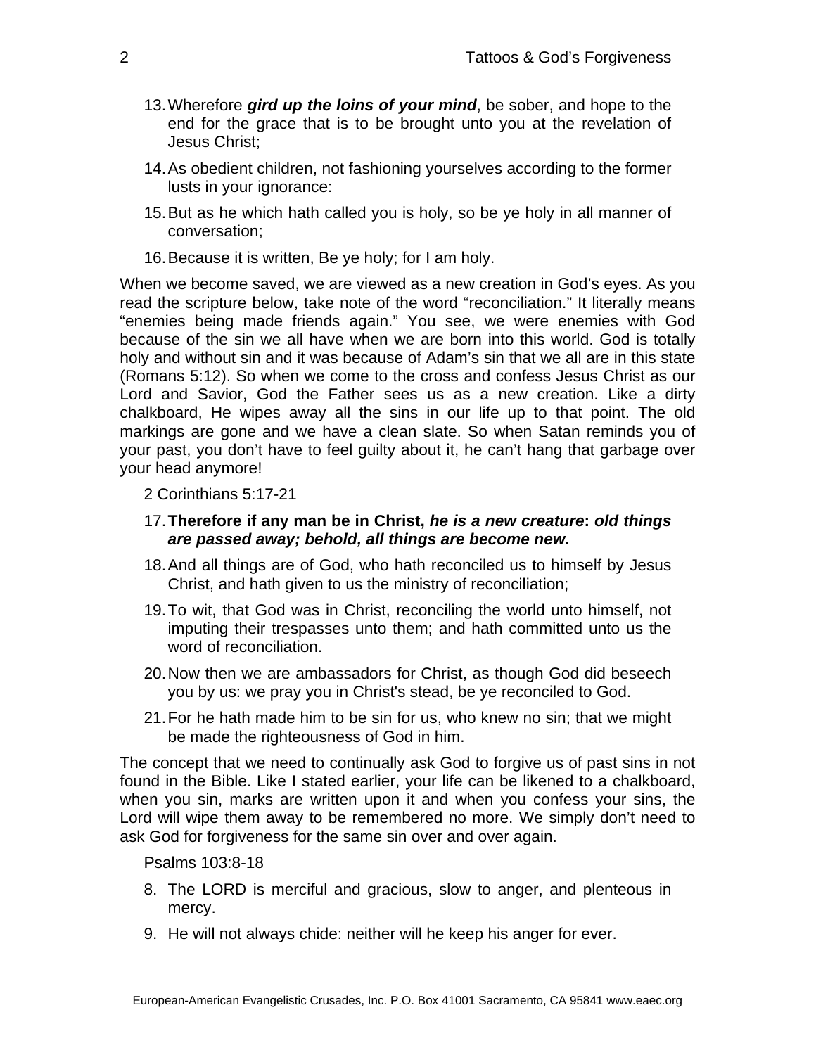13. Wherefore ***gird up the loins of your mind***, be sober, and hope to the end for the grace that is to be brought unto you at the revelation of Jesus Christ;
14. As obedient children, not fashioning yourselves according to the former lusts in your ignorance:
15. But as he which hath called you is holy, so be ye holy in all manner of conversation;
16. Because it is written, Be ye holy; for I am holy.

When we become saved, we are viewed as a new creation in God's eyes. As you read the scripture below, take note of the word "reconciliation." It literally means "enemies being made friends again." You see, we were enemies with God because of the sin we all have when we are born into this world. God is totally holy and without sin and it was because of Adam's sin that we all are in this state (Romans 5:12). So when we come to the cross and confess Jesus Christ as our Lord and Savior, God the Father sees us as a new creation. Like a dirty chalkboard, He wipes away all the sins in our life up to that point. The old markings are gone and we have a clean slate. So when Satan reminds you of your past, you don't have to feel guilty about it, he can't hang that garbage over your head anymore!

2 Corinthians 5:17-21

17. **Therefore if any man be in Christ, *he is a new creature*: *old things are passed away; behold, all things are become new.***
18. And all things are of God, who hath reconciled us to himself by Jesus Christ, and hath given to us the ministry of reconciliation;
19. To wit, that God was in Christ, reconciling the world unto himself, not imputing their trespasses unto them; and hath committed unto us the word of reconciliation.
20. Now then we are ambassadors for Christ, as though God did beseech you by us: we pray you in Christ's stead, be ye reconciled to God.
21. For he hath made him to be sin for us, who knew no sin; that we might be made the righteousness of God in him.

The concept that we need to continually ask God to forgive us of past sins in not found in the Bible. Like I stated earlier, your life can be likened to a chalkboard, when you sin, marks are written upon it and when you confess your sins, the Lord will wipe them away to be remembered no more. We simply don't need to ask God for forgiveness for the same sin over and over again.

Psalms 103:8-18

8. The LORD is merciful and gracious, slow to anger, and plenteous in mercy.
9. He will not always chide: neither will he keep his anger for ever.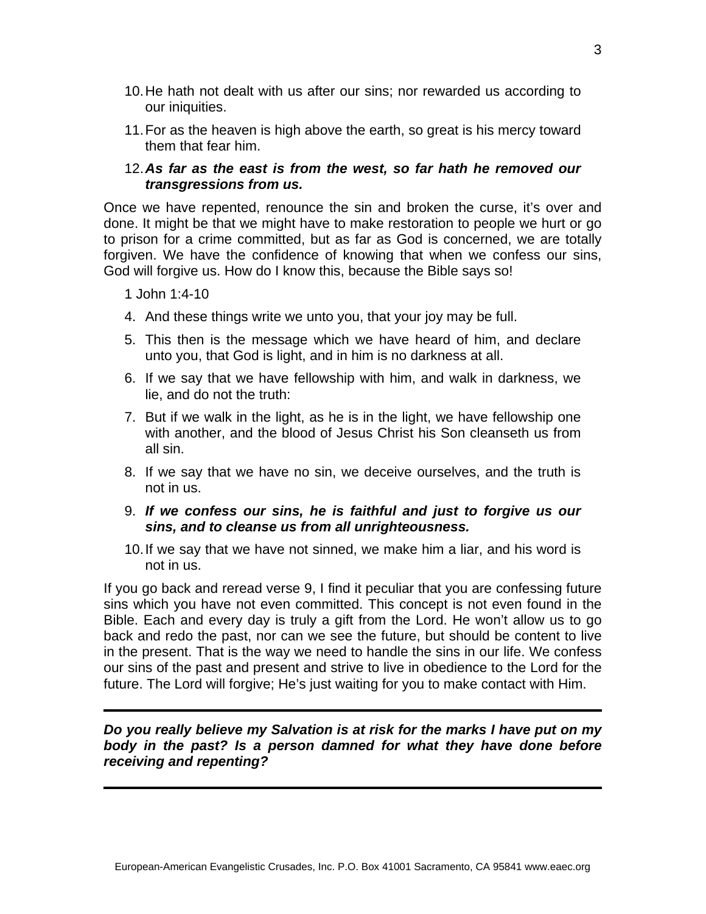10. He hath not dealt with us after our sins; nor rewarded us according to our iniquities.
11. For as the heaven is high above the earth, so great is his mercy toward them that fear him.
12. ***As far as the east is from the west, so far hath he removed our transgressions from us.***

Once we have repented, renounce the sin and broken the curse, it's over and done. It might be that we might have to make restoration to people we hurt or go to prison for a crime committed, but as far as God is concerned, we are totally forgiven. We have the confidence of knowing that when we confess our sins, God will forgive us. How do I know this, because the Bible says so!

1 John 1:4-10

4. And these things write we unto you, that your joy may be full.
5. This then is the message which we have heard of him, and declare unto you, that God is light, and in him is no darkness at all.
6. If we say that we have fellowship with him, and walk in darkness, we lie, and do not the truth:
7. But if we walk in the light, as he is in the light, we have fellowship one with another, and the blood of Jesus Christ his Son cleanseth us from all sin.
8. If we say that we have no sin, we deceive ourselves, and the truth is not in us.
9. ***If we confess our sins, he is faithful and just to forgive us our sins, and to cleanse us from all unrighteousness.***
10. If we say that we have not sinned, we make him a liar, and his word is not in us.

If you go back and reread verse 9, I find it peculiar that you are confessing future sins which you have not even committed. This concept is not even found in the Bible. Each and every day is truly a gift from the Lord. He won't allow us to go back and redo the past, nor can we see the future, but should be content to live in the present. That is the way we need to handle the sins in our life. We confess our sins of the past and present and strive to live in obedience to the Lord for the future. The Lord will forgive; He's just waiting for you to make contact with Him.

---

***Do you really believe my Salvation is at risk for the marks I have put on my body in the past? Is a person damned for what they have done before receiving and repenting?***

---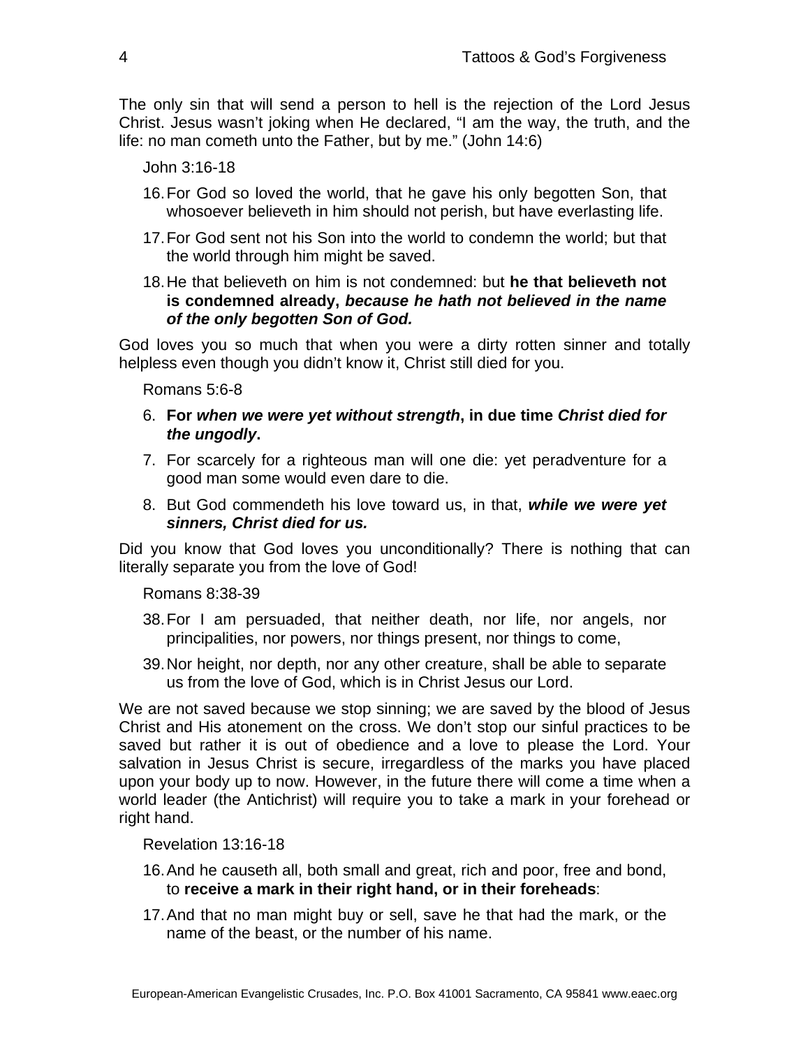The only sin that will send a person to hell is the rejection of the Lord Jesus Christ. Jesus wasn't joking when He declared, "I am the way, the truth, and the life: no man cometh unto the Father, but by me." (John 14:6)

John 3:16-18

16. For God so loved the world, that he gave his only begotten Son, that whosoever believeth in him should not perish, but have everlasting life.
17. For God sent not his Son into the world to condemn the world; but that the world through him might be saved.
18. He that believeth on him is not condemned: but **he that believeth not is condemned already,** ***because he hath not believed in the name of the only begotten Son of God.***

God loves you so much that when you were a dirty rotten sinner and totally helpless even though you didn't know it, Christ still died for you.

Romans 5:6-8

6. **For** ***when we were yet without strength*****, in due time** ***Christ died for the ungodly*****.**
7. For scarcely for a righteous man will one die: yet peradventure for a good man some would even dare to die.
8. But God commendeth his love toward us, in that, ***while we were yet sinners, Christ died for us.***

Did you know that God loves you unconditionally? There is nothing that can literally separate you from the love of God!

Romans 8:38-39

38. For I am persuaded, that neither death, nor life, nor angels, nor principalities, nor powers, nor things present, nor things to come,
39. Nor height, nor depth, nor any other creature, shall be able to separate us from the love of God, which is in Christ Jesus our Lord.

We are not saved because we stop sinning; we are saved by the blood of Jesus Christ and His atonement on the cross. We don't stop our sinful practices to be saved but rather it is out of obedience and a love to please the Lord. Your salvation in Jesus Christ is secure, irregardless of the marks you have placed upon your body up to now. However, in the future there will come a time when a world leader (the Antichrist) will require you to take a mark in your forehead or right hand.

Revelation 13:16-18

16. And he causeth all, both small and great, rich and poor, free and bond, to **receive a mark in their right hand, or in their foreheads**:
17. And that no man might buy or sell, save he that had the mark, or the name of the beast, or the number of his name.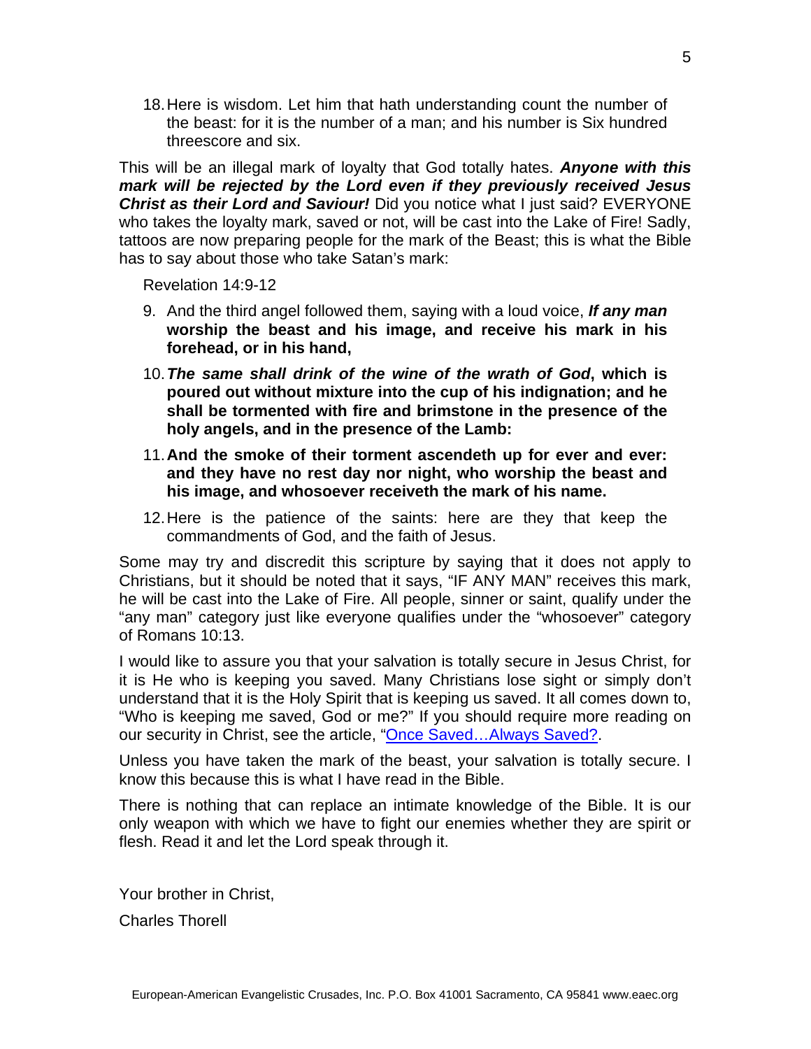18. Here is wisdom. Let him that hath understanding count the number of the beast: for it is the number of a man; and his number is Six hundred threescore and six.

This will be an illegal mark of loyalty that God totally hates. ***Anyone with this mark will be rejected by the Lord even if they previously received Jesus Christ as their Lord and Saviour!*** Did you notice what I just said? EVERYONE who takes the loyalty mark, saved or not, will be cast into the Lake of Fire! Sadly, tattoos are now preparing people for the mark of the Beast; this is what the Bible has to say about those who take Satan's mark:

Revelation 14:9-12

9. And the third angel followed them, saying with a loud voice, ***If any man*** **worship the beast and his image, and receive his mark in his forehead, or in his hand,**
10. ***The same shall drink of the wine of the wrath of God*****, which is poured out without mixture into the cup of his indignation; and he shall be tormented with fire and brimstone in the presence of the holy angels, and in the presence of the Lamb:**
11. **And the smoke of their torment ascendeth up for ever and ever: and they have no rest day nor night, who worship the beast and his image, and whosoever receiveth the mark of his name.**
12. Here is the patience of the saints: here are they that keep the commandments of God, and the faith of Jesus.

Some may try and discredit this scripture by saying that it does not apply to Christians, but it should be noted that it says, "IF ANY MAN" receives this mark, he will be cast into the Lake of Fire. All people, sinner or saint, qualify under the "any man" category just like everyone qualifies under the "whosoever" category of Romans 10:13.

I would like to assure you that your salvation is totally secure in Jesus Christ, for it is He who is keeping you saved. Many Christians lose sight or simply don't understand that it is the Holy Spirit that is keeping us saved. It all comes down to, "Who is keeping me saved, God or me?" If you should require more reading on our security in Christ, see the article, "Once Saved…Always Saved?.

Unless you have taken the mark of the beast, your salvation is totally secure. I know this because this is what I have read in the Bible.

There is nothing that can replace an intimate knowledge of the Bible. It is our only weapon with which we have to fight our enemies whether they are spirit or flesh. Read it and let the Lord speak through it.

Your brother in Christ,

Charles Thorell

European-American Evangelistic Crusades, Inc. P.O. Box 41001 Sacramento, CA 95841 www.eaec.org